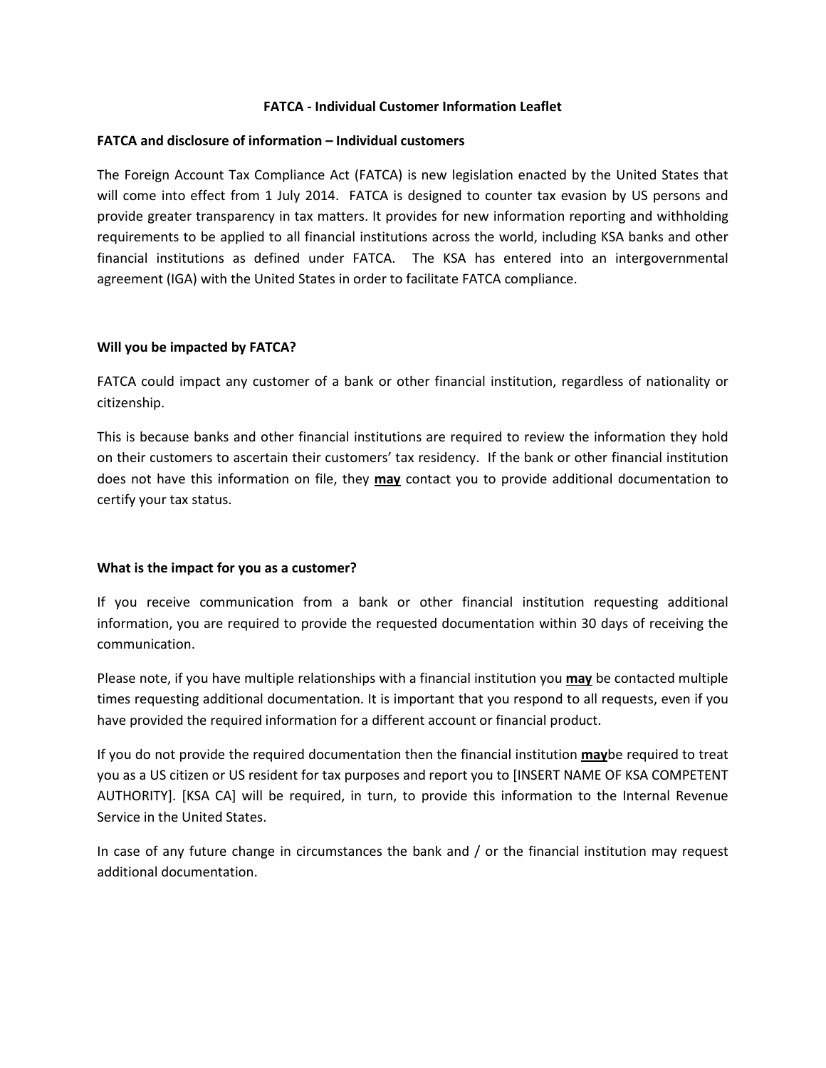**FATCA - Individual Customer Information Leaflet**

**FATCA and disclosure of information – Individual customers**

The Foreign Account Tax Compliance Act (FATCA) is new legislation enacted by the United States that will come into effect from 1 July 2014. FATCA is designed to counter tax evasion by US persons and provide greater transparency in tax matters. It provides for new information reporting and withholding requirements to be applied to all financial institutions across the world, including KSA banks and other financial institutions as defined under FATCA. The KSA has entered into an intergovernmental agreement (IGA) with the United States in order to facilitate FATCA compliance.

**Will you be impacted by FATCA?**

FATCA could impact any customer of a bank or other financial institution, regardless of nationality or citizenship.

This is because banks and other financial institutions are required to review the information they hold on their customers to ascertain their customers' tax residency. If the bank or other financial institution does not have this information on file, they **may** contact you to provide additional documentation to certify your tax status.

**What is the impact for you as a customer?**

If you receive communication from a bank or other financial institution requesting additional information, you are required to provide the requested documentation within 30 days of receiving the communication.

Please note, if you have multiple relationships with a financial institution you **may** be contacted multiple times requesting additional documentation. It is important that you respond to all requests, even if you have provided the required information for a different account or financial product.

If you do not provide the required documentation then the financial institution **may**be required to treat you as a US citizen or US resident for tax purposes and report you to [INSERT NAME OF KSA COMPETENT AUTHORITY]. [KSA CA] will be required, in turn, to provide this information to the Internal Revenue Service in the United States.

In case of any future change in circumstances the bank and / or the financial institution may request additional documentation.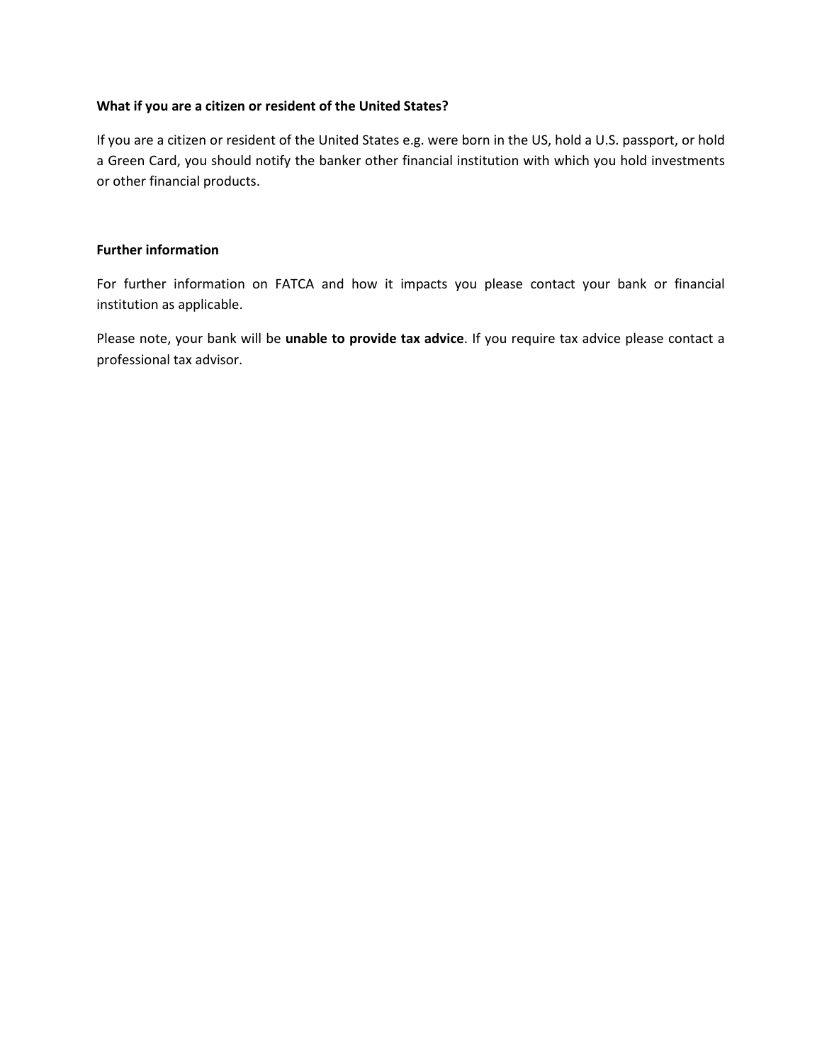**What if you are a citizen or resident of the United States?**

If you are a citizen or resident of the United States e.g. were born in the US, hold a U.S. passport, or hold a Green Card, you should notify the banker other financial institution with which you hold investments or other financial products.

**Further information**

For further information on FATCA and how it impacts you please contact your bank or financial institution as applicable.

Please note, your bank will be **unable to provide tax advice**. If you require tax advice please contact a professional tax advisor.